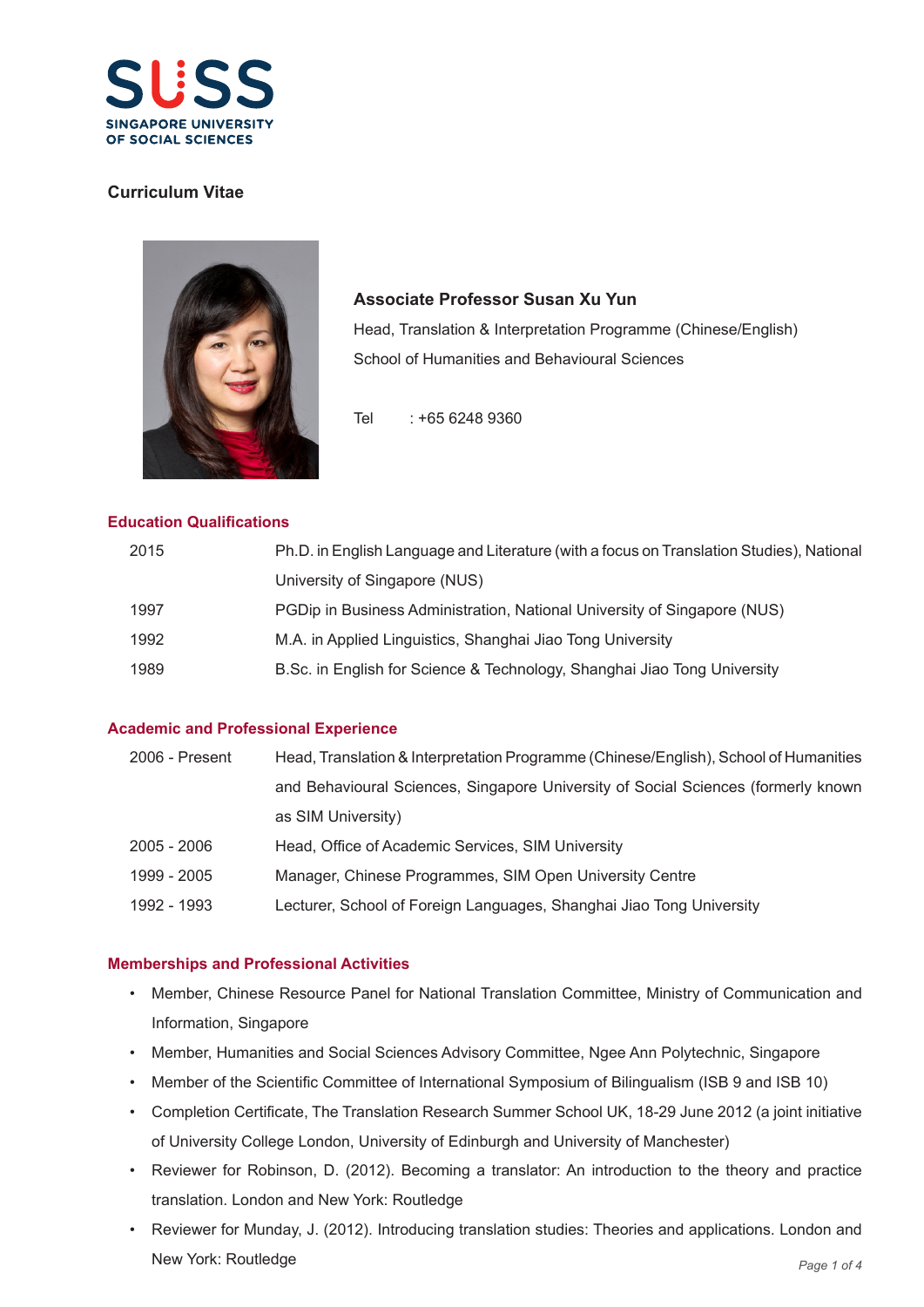SUSS
SINGAPORE UNIVERSITY OF SOCIAL SCIENCES

# Curriculum Vitae

## Associate Professor Susan Xu Yun

Head, Translation & Interpretation Programme (Chinese/English)

School of Humanities and Behavioural Sciences

Tel : +65 6248 9360

### Education Qualifications

| | |
|---|---|
| 2015 | Ph.D. in English Language and Literature (with a focus on Translation Studies), National University of Singapore (NUS) |
| 1997 | PGDip in Business Administration, National University of Singapore (NUS) |
| 1992 | M.A. in Applied Linguistics, Shanghai Jiao Tong University |
| 1989 | B.Sc. in English for Science & Technology, Shanghai Jiao Tong University |

### Academic and Professional Experience

| | |
|---|---|
| 2006 - Present | Head, Translation & Interpretation Programme (Chinese/English), School of Humanities and Behavioural Sciences, Singapore University of Social Sciences (formerly known as SIM University) |
| 2005 - 2006 | Head, Office of Academic Services, SIM University |
| 1999 - 2005 | Manager, Chinese Programmes, SIM Open University Centre |
| 1992 - 1993 | Lecturer, School of Foreign Languages, Shanghai Jiao Tong University |

### Memberships and Professional Activities

- Member, Chinese Resource Panel for National Translation Committee, Ministry of Communication and Information, Singapore
- Member, Humanities and Social Sciences Advisory Committee, Ngee Ann Polytechnic, Singapore
- Member of the Scientific Committee of International Symposium of Bilingualism (ISB 9 and ISB 10)
- Completion Certificate, The Translation Research Summer School UK, 18-29 June 2012 (a joint initiative of University College London, University of Edinburgh and University of Manchester)
- Reviewer for Robinson, D. (2012). Becoming a translator: An introduction to the theory and practice translation. London and New York: Routledge
- Reviewer for Munday, J. (2012). Introducing translation studies: Theories and applications. London and New York: Routledge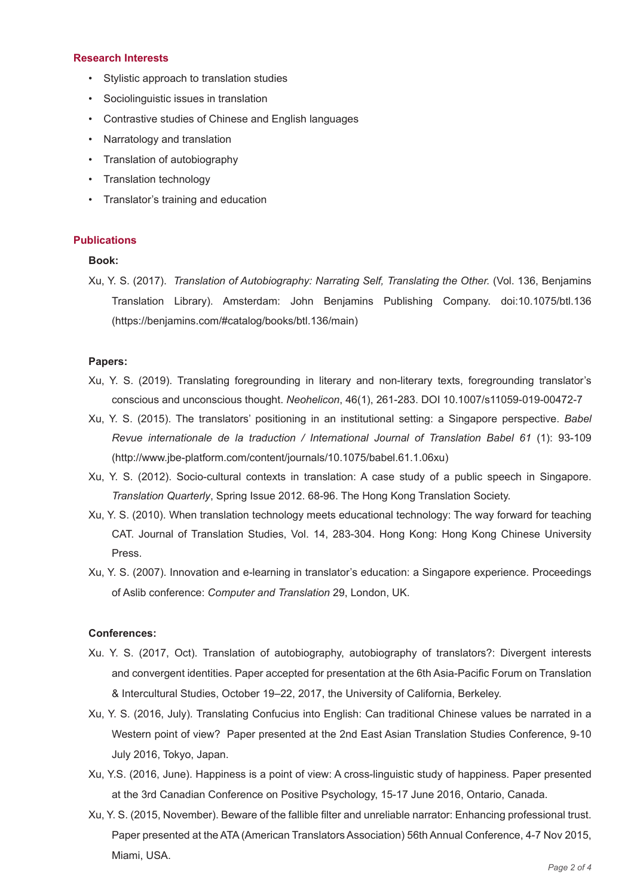## Research Interests

- Stylistic approach to translation studies
- Sociolinguistic issues in translation
- Contrastive studies of Chinese and English languages
- Narratology and translation
- Translation of autobiography
- Translation technology
- Translator's training and education

## Publications

### Book:

Xu, Y. S. (2017). *Translation of Autobiography: Narrating Self, Translating the Other.* (Vol. 136, Benjamins Translation Library). Amsterdam: John Benjamins Publishing Company. doi:10.1075/btl.136 (https://benjamins.com/#catalog/books/btl.136/main)

### Papers:

Xu, Y. S. (2019). Translating foregrounding in literary and non-literary texts, foregrounding translator's conscious and unconscious thought. *Neohelicon*, 46(1), 261-283. DOI 10.1007/s11059-019-00472-7

Xu, Y. S. (2015). The translators' positioning in an institutional setting: a Singapore perspective. *Babel Revue internationale de la traduction / International Journal of Translation Babel 61* (1): 93-109 (http://www.jbe-platform.com/content/journals/10.1075/babel.61.1.06xu)

Xu, Y. S. (2012). Socio-cultural contexts in translation: A case study of a public speech in Singapore. *Translation Quarterly*, Spring Issue 2012. 68-96. The Hong Kong Translation Society.

Xu, Y. S. (2010). When translation technology meets educational technology: The way forward for teaching CAT. Journal of Translation Studies, Vol. 14, 283-304. Hong Kong: Hong Kong Chinese University Press.

Xu, Y. S. (2007). Innovation and e-learning in translator's education: a Singapore experience. Proceedings of Aslib conference: *Computer and Translation* 29, London, UK.

### Conferences:

Xu. Y. S. (2017, Oct). Translation of autobiography, autobiography of translators?: Divergent interests and convergent identities. Paper accepted for presentation at the 6th Asia-Pacific Forum on Translation & Intercultural Studies, October 19–22, 2017, the University of California, Berkeley.

Xu, Y. S. (2016, July). Translating Confucius into English: Can traditional Chinese values be narrated in a Western point of view? Paper presented at the 2nd East Asian Translation Studies Conference, 9-10 July 2016, Tokyo, Japan.

Xu, Y.S. (2016, June). Happiness is a point of view: A cross-linguistic study of happiness. Paper presented at the 3rd Canadian Conference on Positive Psychology, 15-17 June 2016, Ontario, Canada.

Xu, Y. S. (2015, November). Beware of the fallible filter and unreliable narrator: Enhancing professional trust. Paper presented at the ATA (American Translators Association) 56th Annual Conference, 4-7 Nov 2015, Miami, USA.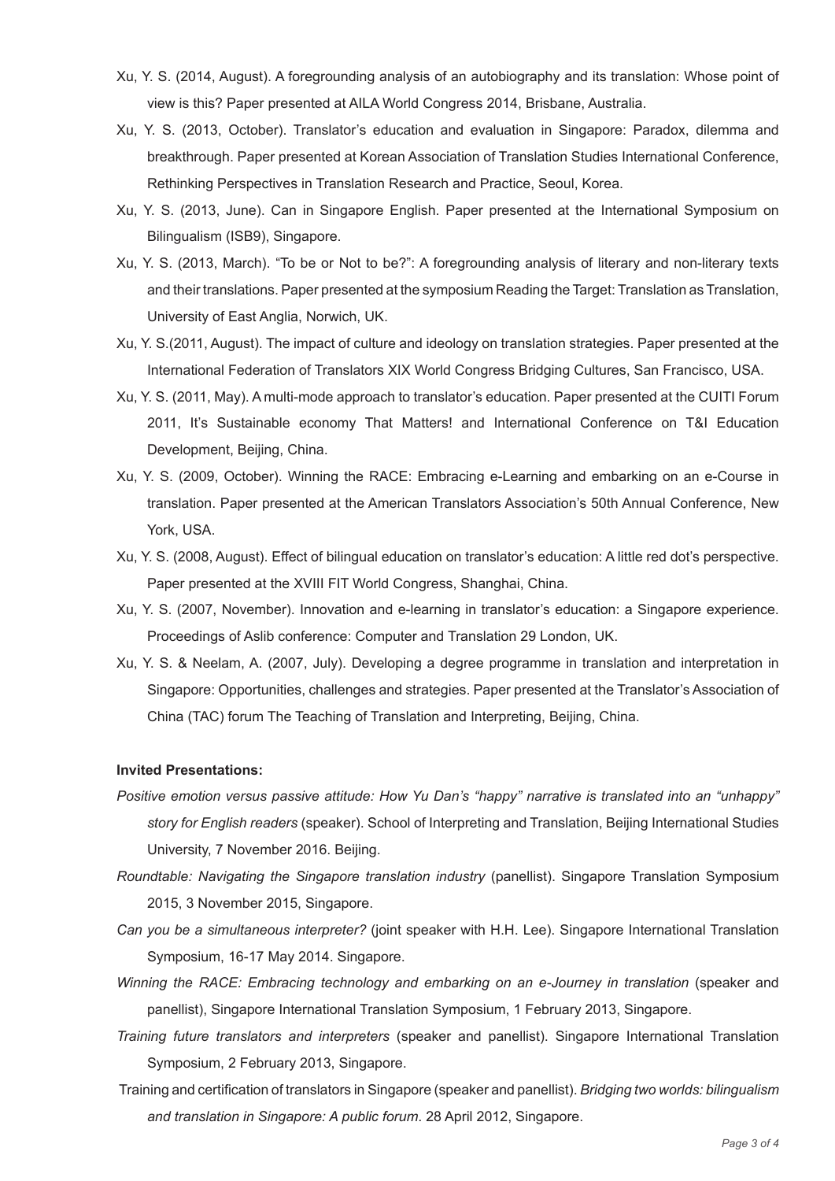Xu, Y. S. (2014, August). A foregrounding analysis of an autobiography and its translation: Whose point of view is this? Paper presented at AILA World Congress 2014, Brisbane, Australia.

Xu, Y. S. (2013, October). Translator's education and evaluation in Singapore: Paradox, dilemma and breakthrough. Paper presented at Korean Association of Translation Studies International Conference, Rethinking Perspectives in Translation Research and Practice, Seoul, Korea.

Xu, Y. S. (2013, June). Can in Singapore English. Paper presented at the International Symposium on Bilingualism (ISB9), Singapore.

Xu, Y. S. (2013, March). "To be or Not to be?": A foregrounding analysis of literary and non-literary texts and their translations. Paper presented at the symposium Reading the Target: Translation as Translation, University of East Anglia, Norwich, UK.

Xu, Y. S.(2011, August). The impact of culture and ideology on translation strategies. Paper presented at the International Federation of Translators XIX World Congress Bridging Cultures, San Francisco, USA.

Xu, Y. S. (2011, May). A multi-mode approach to translator's education. Paper presented at the CUITI Forum 2011, It's Sustainable economy That Matters! and International Conference on T&I Education Development, Beijing, China.

Xu, Y. S. (2009, October). Winning the RACE: Embracing e-Learning and embarking on an e-Course in translation. Paper presented at the American Translators Association's 50th Annual Conference, New York, USA.

Xu, Y. S. (2008, August). Effect of bilingual education on translator's education: A little red dot's perspective. Paper presented at the XVIII FIT World Congress, Shanghai, China.

Xu, Y. S. (2007, November). Innovation and e-learning in translator's education: a Singapore experience. Proceedings of Aslib conference: Computer and Translation 29 London, UK.

Xu, Y. S. & Neelam, A. (2007, July). Developing a degree programme in translation and interpretation in Singapore: Opportunities, challenges and strategies. Paper presented at the Translator's Association of China (TAC) forum The Teaching of Translation and Interpreting, Beijing, China.

**Invited Presentations:**

*Positive emotion versus passive attitude: How Yu Dan's "happy" narrative is translated into an "unhappy" story for English readers* (speaker). School of Interpreting and Translation, Beijing International Studies University, 7 November 2016. Beijing.

*Roundtable: Navigating the Singapore translation industry* (panellist). Singapore Translation Symposium 2015, 3 November 2015, Singapore.

*Can you be a simultaneous interpreter?* (joint speaker with H.H. Lee). Singapore International Translation Symposium, 16-17 May 2014. Singapore.

*Winning the RACE: Embracing technology and embarking on an e-Journey in translation* (speaker and panellist), Singapore International Translation Symposium, 1 February 2013, Singapore.

*Training future translators and interpreters* (speaker and panellist). Singapore International Translation Symposium, 2 February 2013, Singapore.

Training and certification of translators in Singapore (speaker and panellist). *Bridging two worlds: bilingualism and translation in Singapore: A public forum.* 28 April 2012, Singapore.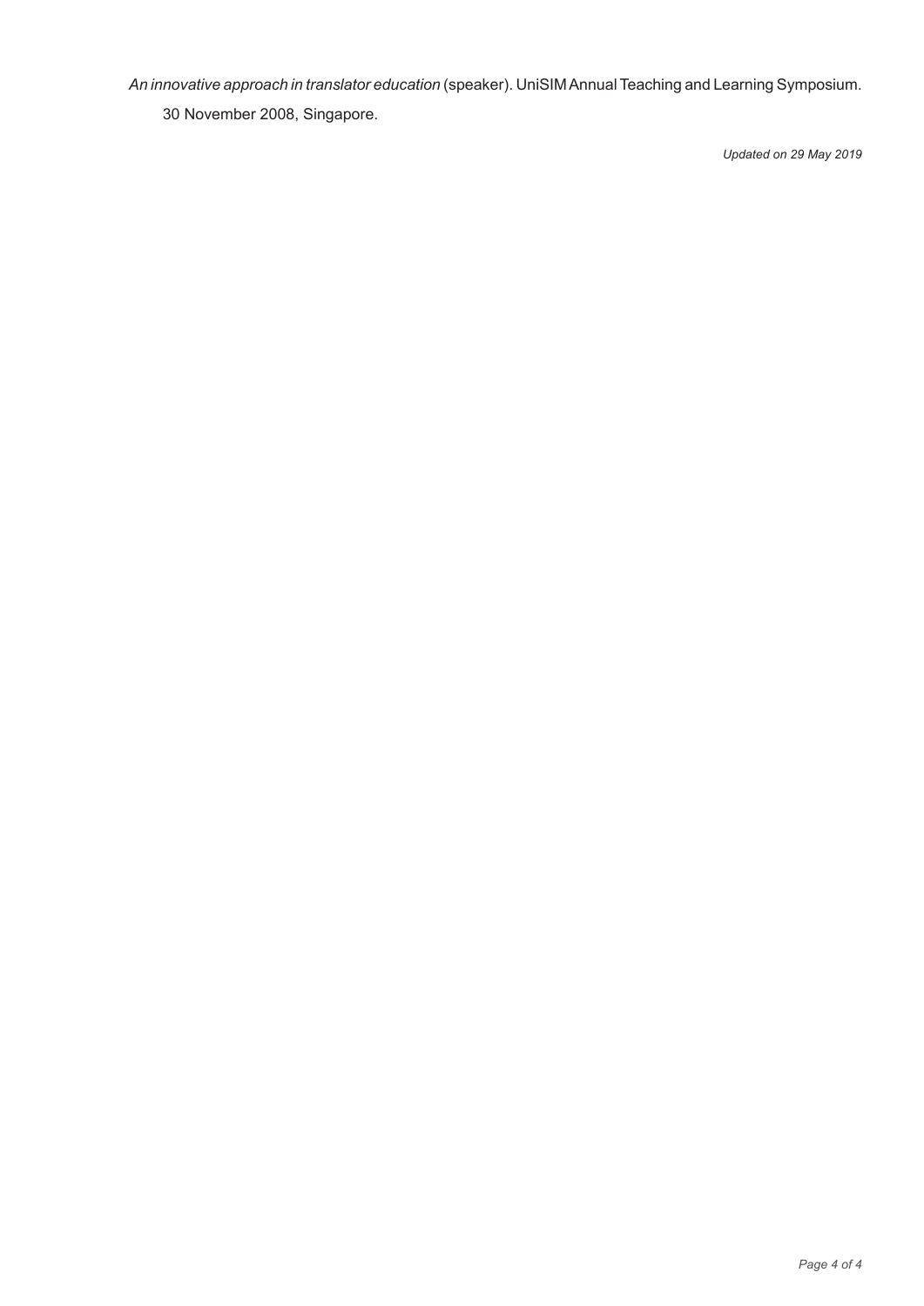*An innovative approach in translator education* (speaker). UniSIM Annual Teaching and Learning Symposium. 30 November 2008, Singapore.

*Updated on 29 May 2019*